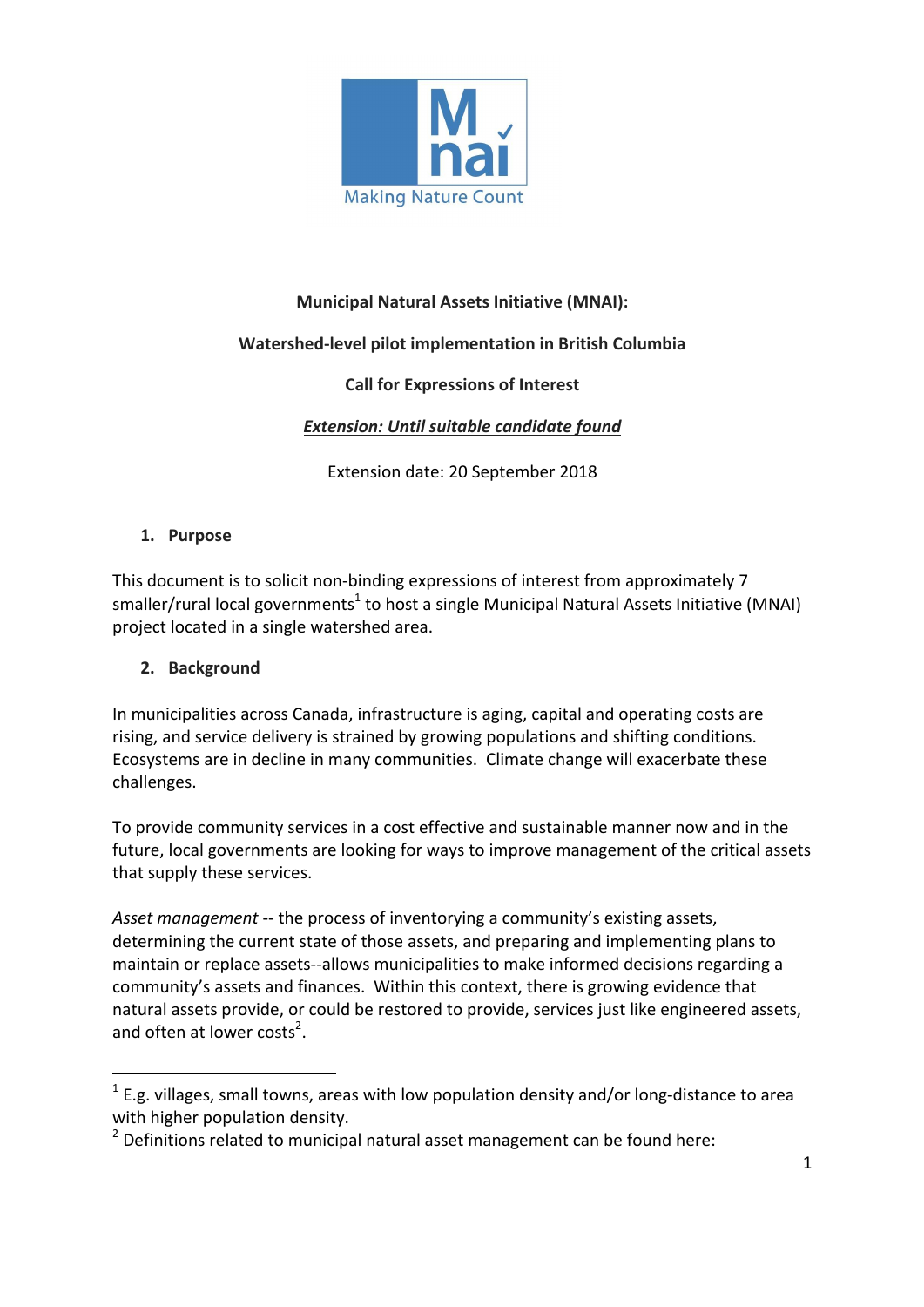Making Nature Count

**Municipal Natural Assets Initiative (MNAI):**

**Watershed-level pilot implementation in British Columbia**

**Call for Expressions of Interest**

***<u>Extension: Until suitable candidate found</u>***

Extension date: 20 September 2018

## 1. Purpose

This document is to solicit non-binding expressions of interest from approximately 7 smaller/rural local governments[1] to host a single Municipal Natural Assets Initiative (MNAI) project located in a single watershed area.

## 2. Background

In municipalities across Canada, infrastructure is aging, capital and operating costs are rising, and service delivery is strained by growing populations and shifting conditions. Ecosystems are in decline in many communities. Climate change will exacerbate these challenges.

To provide community services in a cost effective and sustainable manner now and in the future, local governments are looking for ways to improve management of the critical assets that supply these services.

*Asset management* -- the process of inventorying a community's existing assets, determining the current state of those assets, and preparing and implementing plans to maintain or replace assets--allows municipalities to make informed decisions regarding a community's assets and finances. Within this context, there is growing evidence that natural assets provide, or could be restored to provide, services just like engineered assets, and often at lower costs[2].

---

[1] E.g. villages, small towns, areas with low population density and/or long-distance to area with higher population density.

[2] Definitions related to municipal natural asset management can be found here: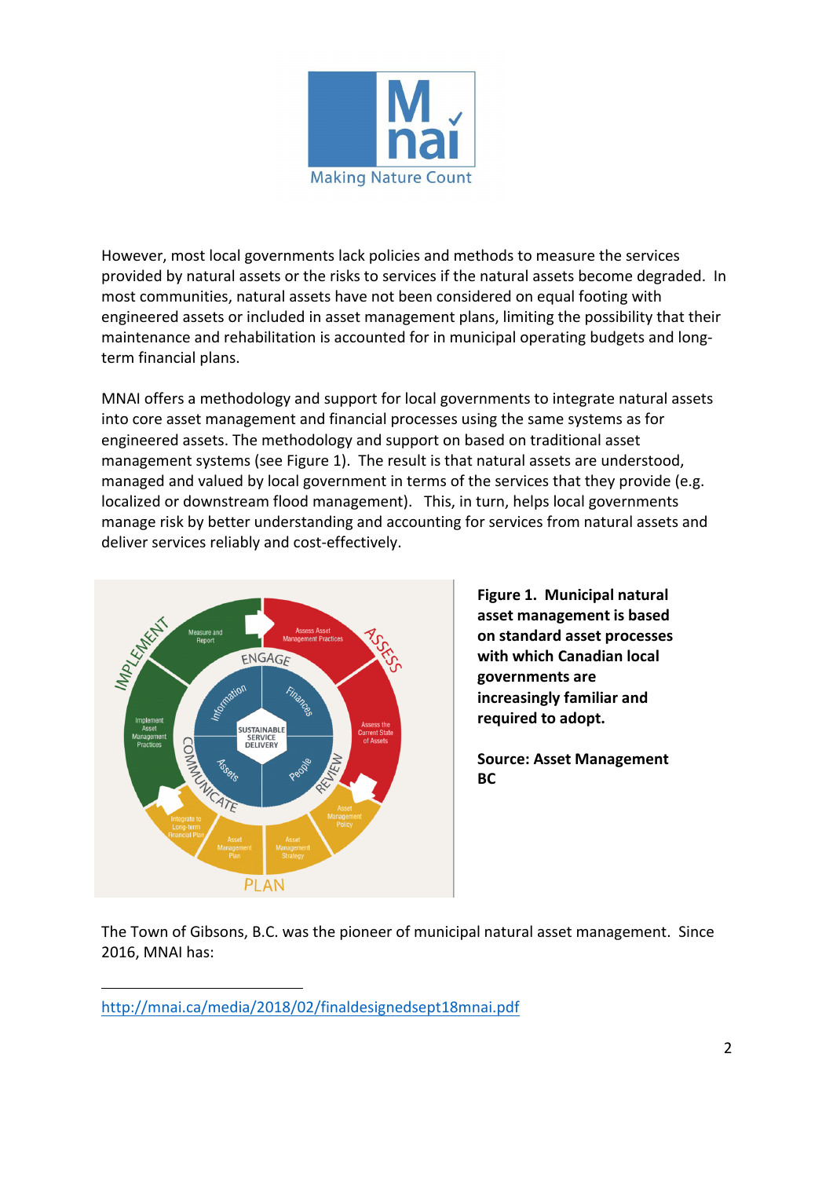However, most local governments lack policies and methods to measure the services provided by natural assets or the risks to services if the natural assets become degraded. In most communities, natural assets have not been considered on equal footing with engineered assets or included in asset management plans, limiting the possibility that their maintenance and rehabilitation is accounted for in municipal operating budgets and long-term financial plans.

MNAI offers a methodology and support for local governments to integrate natural assets into core asset management and financial processes using the same systems as for engineered assets. The methodology and support on based on traditional asset management systems (see Figure 1). The result is that natural assets are understood, managed and valued by local government in terms of the services that they provide (e.g. localized or downstream flood management). This, in turn, helps local governments manage risk by better understanding and accounting for services from natural assets and deliver services reliably and cost-effectively.

**Figure 1. Municipal natural asset management is based on standard asset processes with which Canadian local governments are increasingly familiar and required to adopt.**

**Source: Asset Management BC**

The Town of Gibsons, B.C. was the pioneer of municipal natural asset management. Since 2016, MNAI has:

http://mnai.ca/media/2018/02/finaldesignedsept18mnai.pdf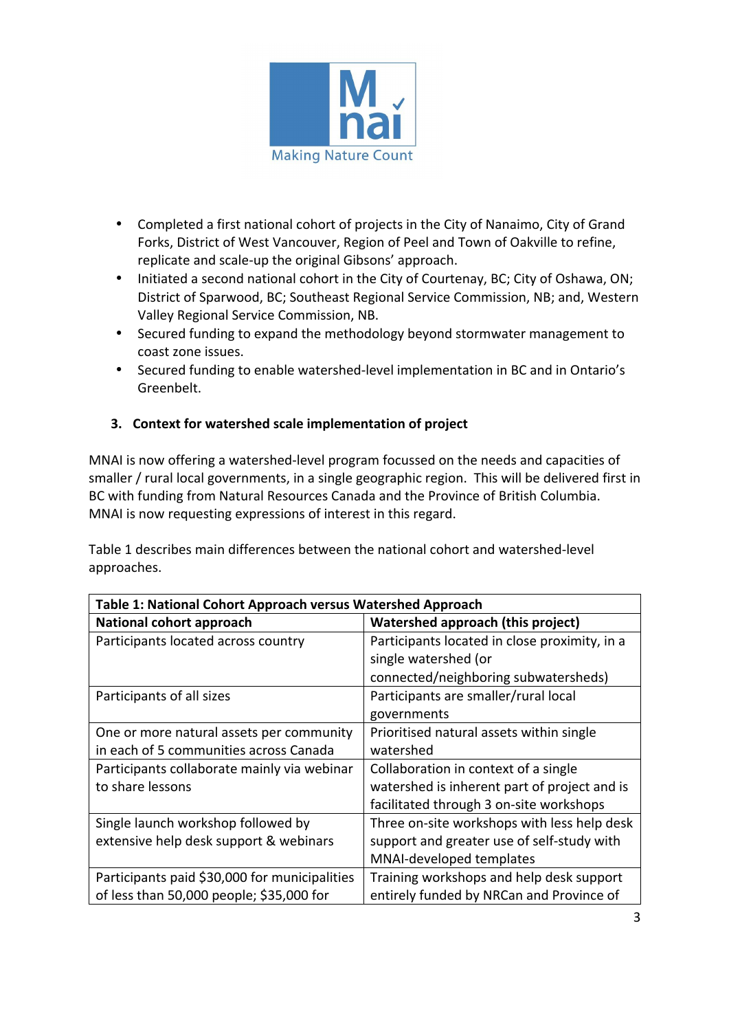- Completed a first national cohort of projects in the City of Nanaimo, City of Grand Forks, District of West Vancouver, Region of Peel and Town of Oakville to refine, replicate and scale-up the original Gibsons' approach.
- Initiated a second national cohort in the City of Courtenay, BC; City of Oshawa, ON; District of Sparwood, BC; Southeast Regional Service Commission, NB; and, Western Valley Regional Service Commission, NB.
- Secured funding to expand the methodology beyond stormwater management to coast zone issues.
- Secured funding to enable watershed-level implementation in BC and in Ontario's Greenbelt.

## 3. Context for watershed scale implementation of project

MNAI is now offering a watershed-level program focussed on the needs and capacities of smaller / rural local governments, in a single geographic region. This will be delivered first in BC with funding from Natural Resources Canada and the Province of British Columbia. MNAI is now requesting expressions of interest in this regard.

Table 1 describes main differences between the national cohort and watershed-level approaches.

| **Table 1: National Cohort Approach versus Watershed Approach** | |
|---|---|
| **National cohort approach** | **Watershed approach (this project)** |
| Participants located across country | Participants located in close proximity, in a single watershed (or connected/neighboring subwatersheds) |
| Participants of all sizes | Participants are smaller/rural local governments |
| One or more natural assets per community in each of 5 communities across Canada | Prioritised natural assets within single watershed |
| Participants collaborate mainly via webinar to share lessons | Collaboration in context of a single watershed is inherent part of project and is facilitated through 3 on-site workshops |
| Single launch workshop followed by extensive help desk support & webinars | Three on-site workshops with less help desk support and greater use of self-study with MNAI-developed templates |
| Participants paid $30,000 for municipalities of less than 50,000 people; $35,000 for | Training workshops and help desk support entirely funded by NRCan and Province of |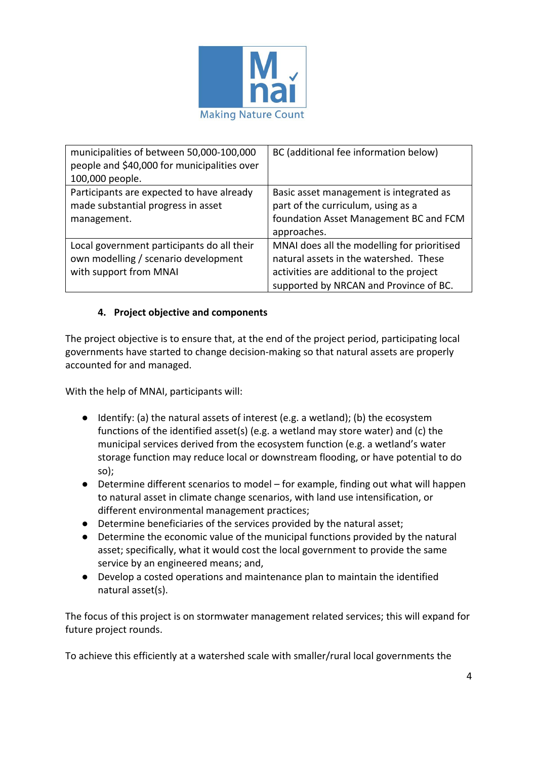| | |
|---|---|
| municipalities of between 50,000-100,000 people and $40,000 for municipalities over 100,000 people. | BC (additional fee information below) |
| Participants are expected to have already made substantial progress in asset management. | Basic asset management is integrated as part of the curriculum, using as a foundation Asset Management BC and FCM approaches. |
| Local government participants do all their own modelling / scenario development with support from MNAI | MNAI does all the modelling for prioritised natural assets in the watershed. These activities are additional to the project supported by NRCAN and Province of BC. |

#### 4. Project objective and components

The project objective is to ensure that, at the end of the project period, participating local governments have started to change decision-making so that natural assets are properly accounted for and managed.

With the help of MNAI, participants will:

- Identify: (a) the natural assets of interest (e.g. a wetland); (b) the ecosystem functions of the identified asset(s) (e.g. a wetland may store water) and (c) the municipal services derived from the ecosystem function (e.g. a wetland's water storage function may reduce local or downstream flooding, or have potential to do so);
- Determine different scenarios to model – for example, finding out what will happen to natural asset in climate change scenarios, with land use intensification, or different environmental management practices;
- Determine beneficiaries of the services provided by the natural asset;
- Determine the economic value of the municipal functions provided by the natural asset; specifically, what it would cost the local government to provide the same service by an engineered means; and,
- Develop a costed operations and maintenance plan to maintain the identified natural asset(s).

The focus of this project is on stormwater management related services; this will expand for future project rounds.

To achieve this efficiently at a watershed scale with smaller/rural local governments the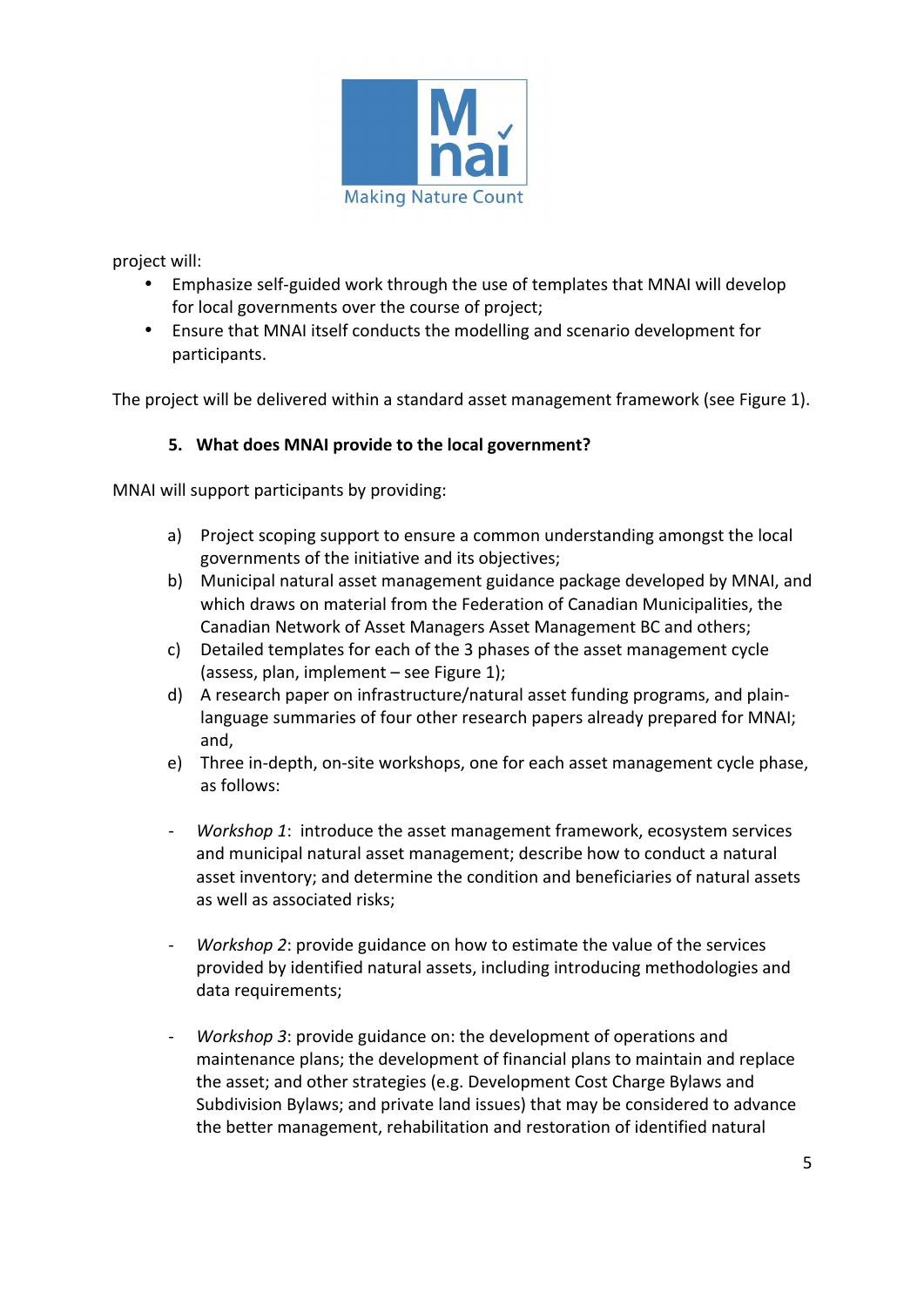project will:

- Emphasize self-guided work through the use of templates that MNAI will develop for local governments over the course of project;
- Ensure that MNAI itself conducts the modelling and scenario development for participants.

The project will be delivered within a standard asset management framework (see Figure 1).

### 5. What does MNAI provide to the local government?

MNAI will support participants by providing:

a) Project scoping support to ensure a common understanding amongst the local governments of the initiative and its objectives;
b) Municipal natural asset management guidance package developed by MNAI, and which draws on material from the Federation of Canadian Municipalities, the Canadian Network of Asset Managers Asset Management BC and others;
c) Detailed templates for each of the 3 phases of the asset management cycle (assess, plan, implement – see Figure 1);
d) A research paper on infrastructure/natural asset funding programs, and plain-language summaries of four other research papers already prepared for MNAI; and,
e) Three in-depth, on-site workshops, one for each asset management cycle phase, as follows:

- *Workshop 1*: introduce the asset management framework, ecosystem services and municipal natural asset management; describe how to conduct a natural asset inventory; and determine the condition and beneficiaries of natural assets as well as associated risks;

- *Workshop 2*: provide guidance on how to estimate the value of the services provided by identified natural assets, including introducing methodologies and data requirements;

- *Workshop 3*: provide guidance on: the development of operations and maintenance plans; the development of financial plans to maintain and replace the asset; and other strategies (e.g. Development Cost Charge Bylaws and Subdivision Bylaws; and private land issues) that may be considered to advance the better management, rehabilitation and restoration of identified natural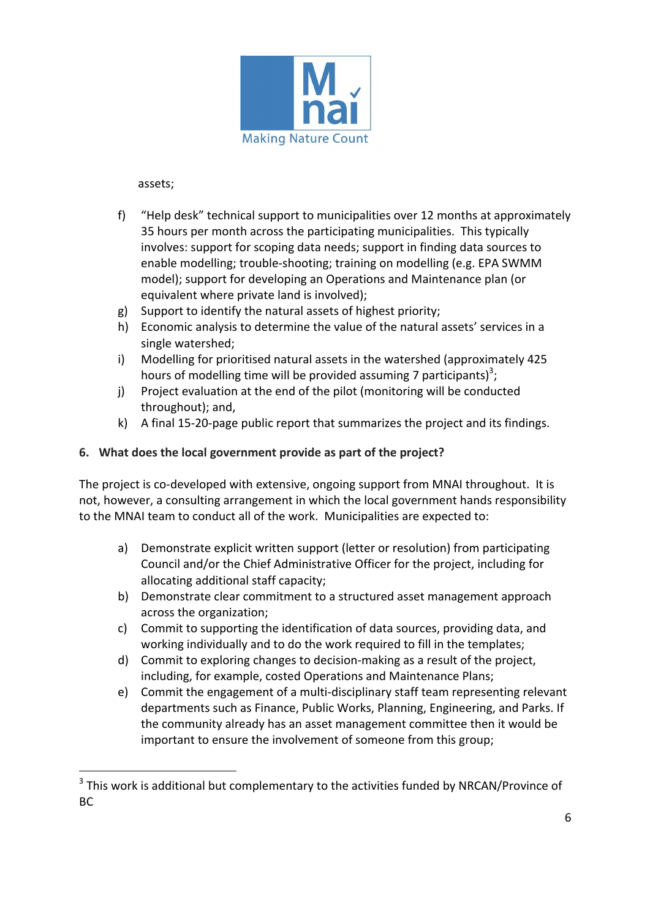assets;

f) "Help desk" technical support to municipalities over 12 months at approximately 35 hours per month across the participating municipalities. This typically involves: support for scoping data needs; support in finding data sources to enable modelling; trouble-shooting; training on modelling (e.g. EPA SWMM model); support for developing an Operations and Maintenance plan (or equivalent where private land is involved);
g) Support to identify the natural assets of highest priority;
h) Economic analysis to determine the value of the natural assets' services in a single watershed;
i) Modelling for prioritised natural assets in the watershed (approximately 425 hours of modelling time will be provided assuming 7 participants)[3];
j) Project evaluation at the end of the pilot (monitoring will be conducted throughout); and,
k) A final 15-20-page public report that summarizes the project and its findings.

**6. What does the local government provide as part of the project?**

The project is co-developed with extensive, ongoing support from MNAI throughout. It is not, however, a consulting arrangement in which the local government hands responsibility to the MNAI team to conduct all of the work. Municipalities are expected to:

a) Demonstrate explicit written support (letter or resolution) from participating Council and/or the Chief Administrative Officer for the project, including for allocating additional staff capacity;
b) Demonstrate clear commitment to a structured asset management approach across the organization;
c) Commit to supporting the identification of data sources, providing data, and working individually and to do the work required to fill in the templates;
d) Commit to exploring changes to decision-making as a result of the project, including, for example, costed Operations and Maintenance Plans;
e) Commit the engagement of a multi-disciplinary staff team representing relevant departments such as Finance, Public Works, Planning, Engineering, and Parks. If the community already has an asset management committee then it would be important to ensure the involvement of someone from this group;

---

[3] This work is additional but complementary to the activities funded by NRCAN/Province of BC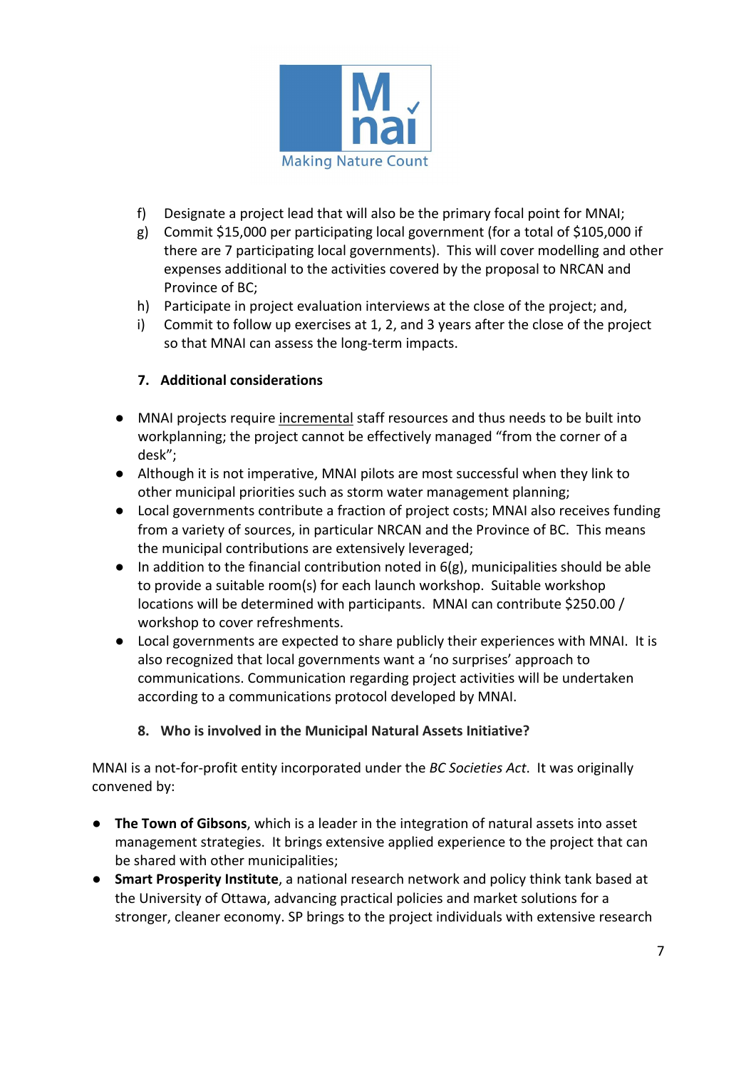f) Designate a project lead that will also be the primary focal point for MNAI;
g) Commit $15,000 per participating local government (for a total of $105,000 if there are 7 participating local governments). This will cover modelling and other expenses additional to the activities covered by the proposal to NRCAN and Province of BC;
h) Participate in project evaluation interviews at the close of the project; and,
i) Commit to follow up exercises at 1, 2, and 3 years after the close of the project so that MNAI can assess the long-term impacts.

## 7. Additional considerations

- MNAI projects require <u>incremental</u> staff resources and thus needs to be built into workplanning; the project cannot be effectively managed "from the corner of a desk";
- Although it is not imperative, MNAI pilots are most successful when they link to other municipal priorities such as storm water management planning;
- Local governments contribute a fraction of project costs; MNAI also receives funding from a variety of sources, in particular NRCAN and the Province of BC. This means the municipal contributions are extensively leveraged;
- In addition to the financial contribution noted in 6(g), municipalities should be able to provide a suitable room(s) for each launch workshop. Suitable workshop locations will be determined with participants. MNAI can contribute $250.00 / workshop to cover refreshments.
- Local governments are expected to share publicly their experiences with MNAI. It is also recognized that local governments want a 'no surprises' approach to communications. Communication regarding project activities will be undertaken according to a communications protocol developed by MNAI.

## 8. Who is involved in the Municipal Natural Assets Initiative?

MNAI is a not-for-profit entity incorporated under the *BC Societies Act*. It was originally convened by:

- **The Town of Gibsons**, which is a leader in the integration of natural assets into asset management strategies. It brings extensive applied experience to the project that can be shared with other municipalities;
- **Smart Prosperity Institute**, a national research network and policy think tank based at the University of Ottawa, advancing practical policies and market solutions for a stronger, cleaner economy. SP brings to the project individuals with extensive research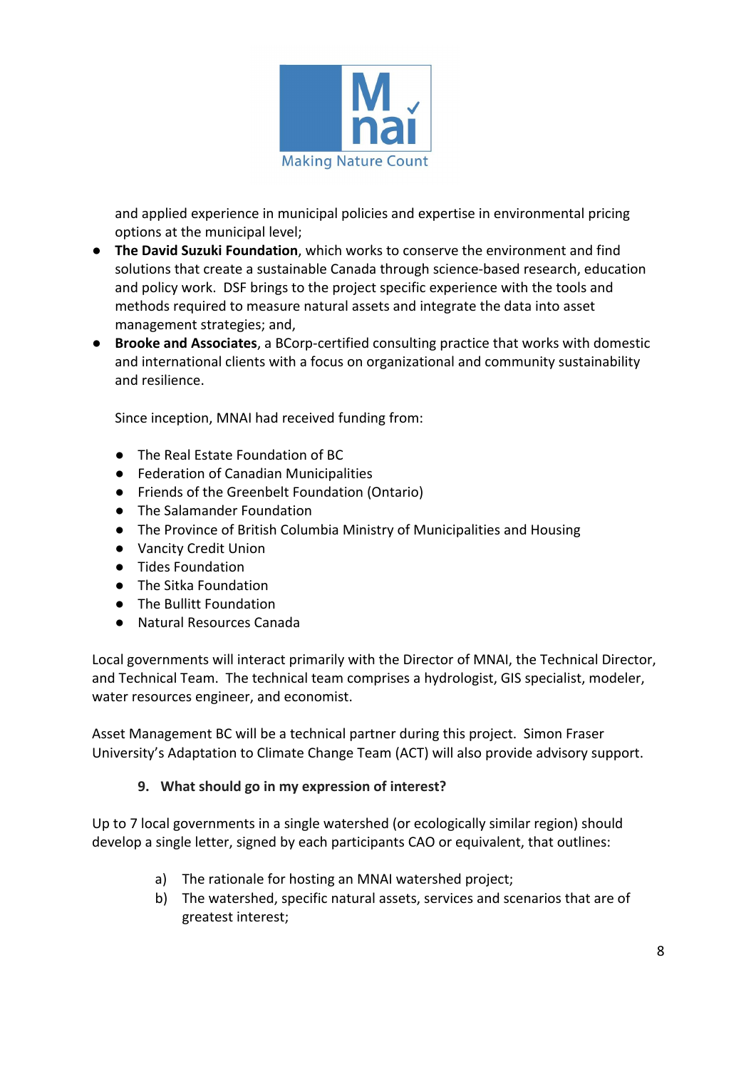and applied experience in municipal policies and expertise in environmental pricing options at the municipal level;

- **The David Suzuki Foundation**, which works to conserve the environment and find solutions that create a sustainable Canada through science-based research, education and policy work. DSF brings to the project specific experience with the tools and methods required to measure natural assets and integrate the data into asset management strategies; and,
- **Brooke and Associates**, a BCorp-certified consulting practice that works with domestic and international clients with a focus on organizational and community sustainability and resilience.

Since inception, MNAI had received funding from:

- The Real Estate Foundation of BC
- Federation of Canadian Municipalities
- Friends of the Greenbelt Foundation (Ontario)
- The Salamander Foundation
- The Province of British Columbia Ministry of Municipalities and Housing
- Vancity Credit Union
- Tides Foundation
- The Sitka Foundation
- The Bullitt Foundation
- Natural Resources Canada

Local governments will interact primarily with the Director of MNAI, the Technical Director, and Technical Team. The technical team comprises a hydrologist, GIS specialist, modeler, water resources engineer, and economist.

Asset Management BC will be a technical partner during this project. Simon Fraser University's Adaptation to Climate Change Team (ACT) will also provide advisory support.

### 9. What should go in my expression of interest?

Up to 7 local governments in a single watershed (or ecologically similar region) should develop a single letter, signed by each participants CAO or equivalent, that outlines:

a) The rationale for hosting an MNAI watershed project;
b) The watershed, specific natural assets, services and scenarios that are of greatest interest;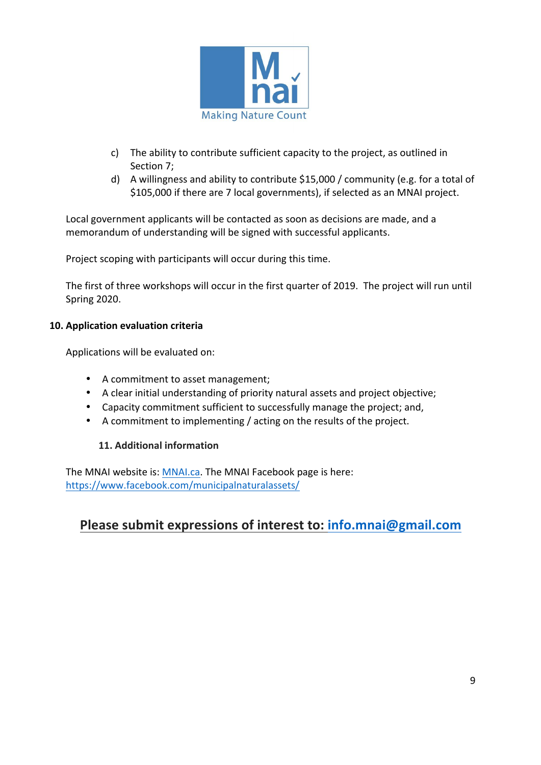c) The ability to contribute sufficient capacity to the project, as outlined in Section 7;
d) A willingness and ability to contribute $15,000 / community (e.g. for a total of $105,000 if there are 7 local governments), if selected as an MNAI project.

Local government applicants will be contacted as soon as decisions are made, and a memorandum of understanding will be signed with successful applicants.

Project scoping with participants will occur during this time.

The first of three workshops will occur in the first quarter of 2019. The project will run until Spring 2020.

### 10. Application evaluation criteria

Applications will be evaluated on:

- A commitment to asset management;
- A clear initial understanding of priority natural assets and project objective;
- Capacity commitment sufficient to successfully manage the project; and,
- A commitment to implementing / acting on the results of the project.

### 11. Additional information

The MNAI website is: [MNAI.ca](http://MNAI.ca). The MNAI Facebook page is here: [https://www.facebook.com/municipalnaturalassets/](https://www.facebook.com/municipalnaturalassets/)

## Please submit expressions of interest to: info.mnai@gmail.com